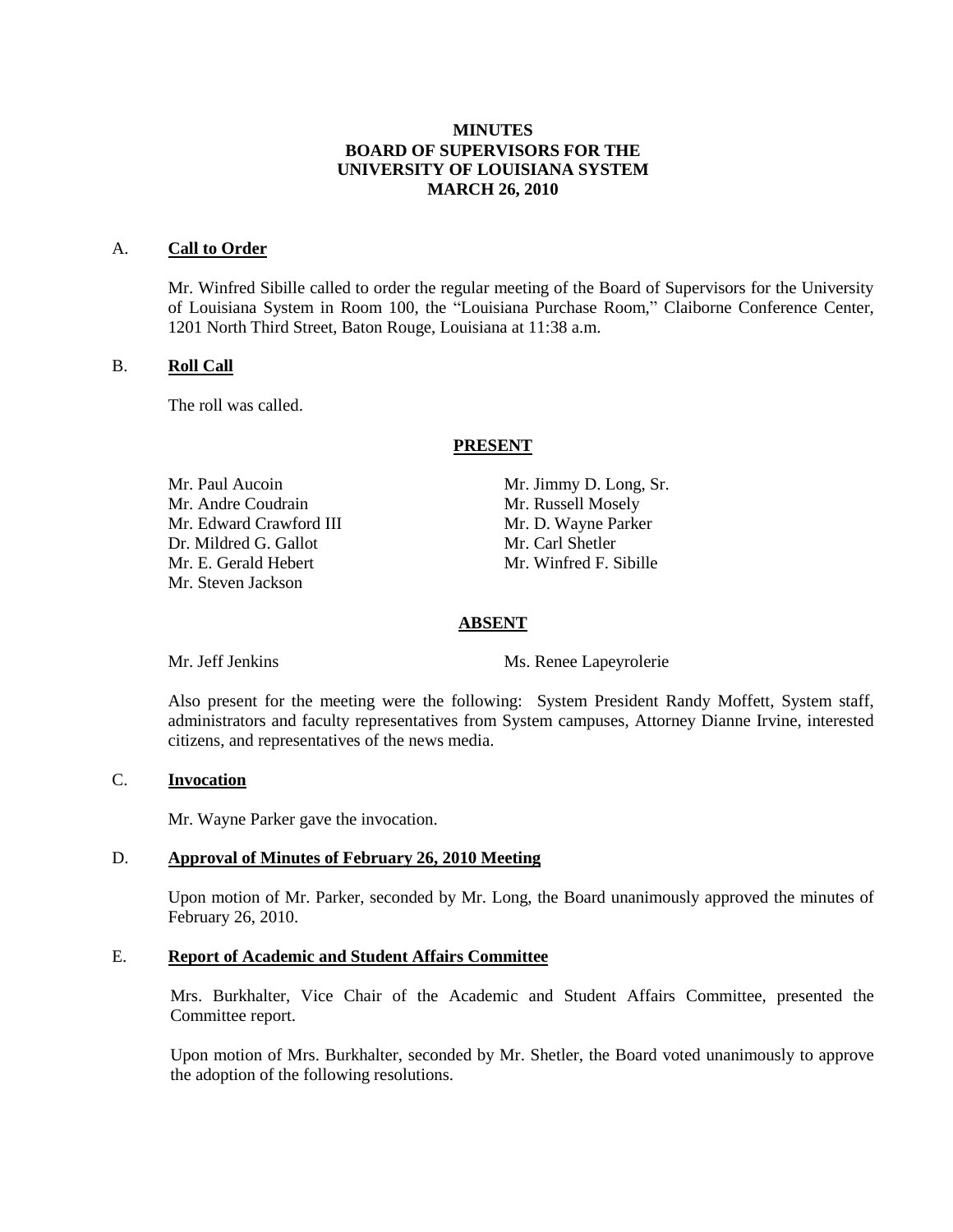# MINUTES
# BOARD OF SUPERVISORS FOR THE UNIVERSITY OF LOUISIANA SYSTEM
# MARCH 26, 2010

## A. **Call to Order**

Mr. Winfred Sibille called to order the regular meeting of the Board of Supervisors for the University of Louisiana System in Room 100, the "Louisiana Purchase Room," Claiborne Conference Center, 1201 North Third Street, Baton Rouge, Louisiana at 11:38 a.m.

## B. **Roll Call**

The roll was called.

**PRESENT**

Mr. Paul Aucoin
Mr. Andre Coudrain
Mr. Edward Crawford III
Dr. Mildred G. Gallot
Mr. E. Gerald Hebert
Mr. Steven Jackson
Mr. Jimmy D. Long, Sr.
Mr. Russell Mosely
Mr. D. Wayne Parker
Mr. Carl Shetler
Mr. Winfred F. Sibille

**ABSENT**

Mr. Jeff Jenkins
Ms. Renee Lapeyrolerie

Also present for the meeting were the following: System President Randy Moffett, System staff, administrators and faculty representatives from System campuses, Attorney Dianne Irvine, interested citizens, and representatives of the news media.

## C. **Invocation**

Mr. Wayne Parker gave the invocation.

## D. **Approval of Minutes of February 26, 2010 Meeting**

Upon motion of Mr. Parker, seconded by Mr. Long, the Board unanimously approved the minutes of February 26, 2010.

## E. **Report of Academic and Student Affairs Committee**

Mrs. Burkhalter, Vice Chair of the Academic and Student Affairs Committee, presented the Committee report.

Upon motion of Mrs. Burkhalter, seconded by Mr. Shetler, the Board voted unanimously to approve the adoption of the following resolutions.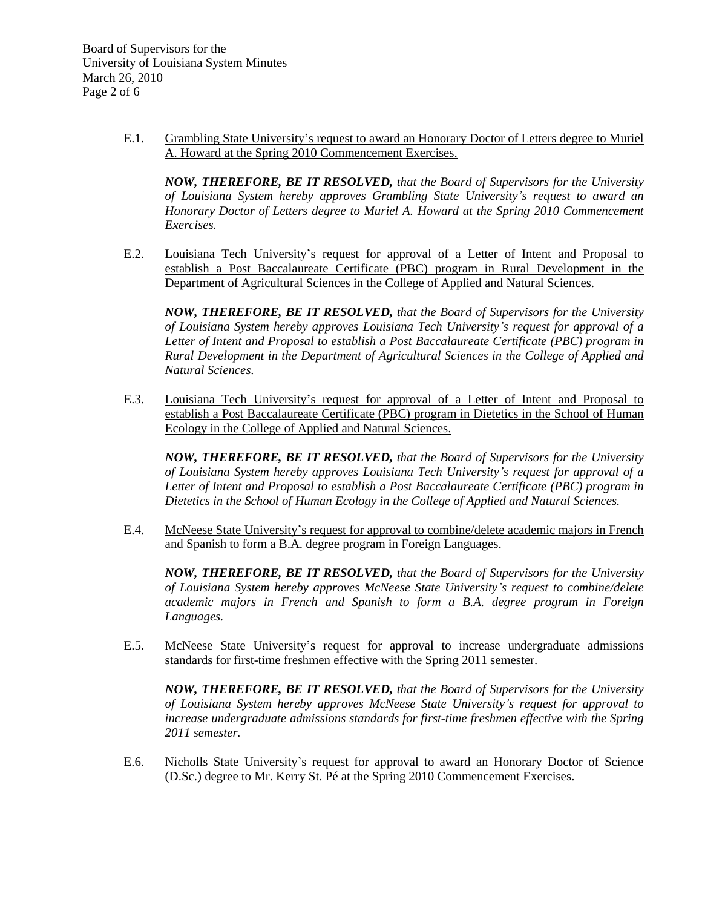E.1. Grambling State University's request to award an Honorary Doctor of Letters degree to Muriel A. Howard at the Spring 2010 Commencement Exercises.

***NOW, THEREFORE, BE IT RESOLVED,*** *that the Board of Supervisors for the University of Louisiana System hereby approves Grambling State University's request to award an Honorary Doctor of Letters degree to Muriel A. Howard at the Spring 2010 Commencement Exercises.*

E.2. Louisiana Tech University's request for approval of a Letter of Intent and Proposal to establish a Post Baccalaureate Certificate (PBC) program in Rural Development in the Department of Agricultural Sciences in the College of Applied and Natural Sciences.

***NOW, THEREFORE, BE IT RESOLVED,*** *that the Board of Supervisors for the University of Louisiana System hereby approves Louisiana Tech University's request for approval of a Letter of Intent and Proposal to establish a Post Baccalaureate Certificate (PBC) program in Rural Development in the Department of Agricultural Sciences in the College of Applied and Natural Sciences.*

E.3. Louisiana Tech University's request for approval of a Letter of Intent and Proposal to establish a Post Baccalaureate Certificate (PBC) program in Dietetics in the School of Human Ecology in the College of Applied and Natural Sciences.

***NOW, THEREFORE, BE IT RESOLVED,*** *that the Board of Supervisors for the University of Louisiana System hereby approves Louisiana Tech University's request for approval of a Letter of Intent and Proposal to establish a Post Baccalaureate Certificate (PBC) program in Dietetics in the School of Human Ecology in the College of Applied and Natural Sciences.*

E.4. McNeese State University's request for approval to combine/delete academic majors in French and Spanish to form a B.A. degree program in Foreign Languages.

***NOW, THEREFORE, BE IT RESOLVED,*** *that the Board of Supervisors for the University of Louisiana System hereby approves McNeese State University's request to combine/delete academic majors in French and Spanish to form a B.A. degree program in Foreign Languages.*

E.5. McNeese State University's request for approval to increase undergraduate admissions standards for first-time freshmen effective with the Spring 2011 semester.

***NOW, THEREFORE, BE IT RESOLVED,*** *that the Board of Supervisors for the University of Louisiana System hereby approves McNeese State University's request for approval to increase undergraduate admissions standards for first-time freshmen effective with the Spring 2011 semester.*

E.6. Nicholls State University's request for approval to award an Honorary Doctor of Science (D.Sc.) degree to Mr. Kerry St. Pé at the Spring 2010 Commencement Exercises.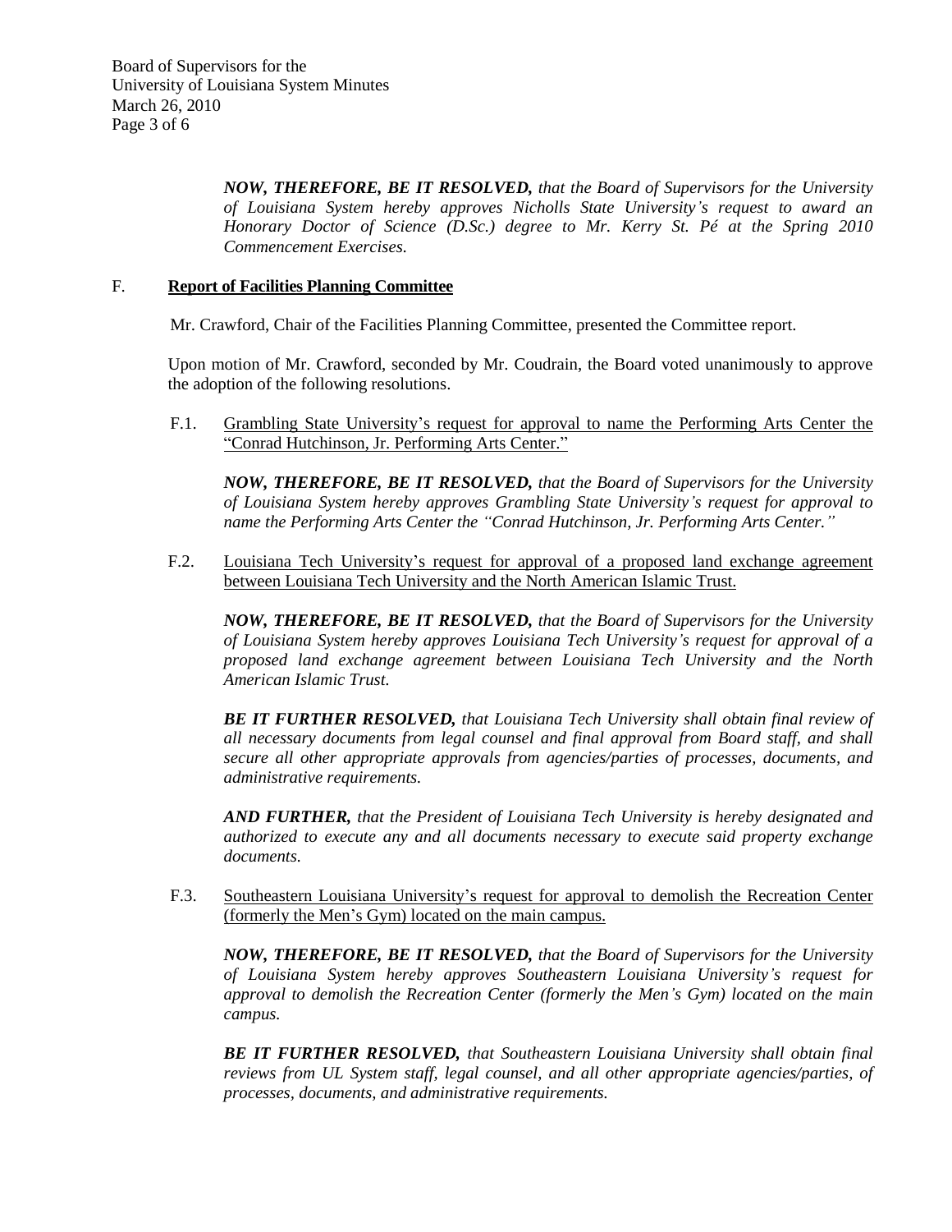*__NOW, THEREFORE, BE IT RESOLVED,__ that the Board of Supervisors for the University of Louisiana System hereby approves Nicholls State University's request to award an Honorary Doctor of Science (D.Sc.) degree to Mr. Kerry St. Pé at the Spring 2010 Commencement Exercises.*

## F. Report of Facilities Planning Committee

Mr. Crawford, Chair of the Facilities Planning Committee, presented the Committee report.

Upon motion of Mr. Crawford, seconded by Mr. Coudrain, the Board voted unanimously to approve the adoption of the following resolutions.

F.1. Grambling State University's request for approval to name the Performing Arts Center the "Conrad Hutchinson, Jr. Performing Arts Center."

*__NOW, THEREFORE, BE IT RESOLVED,__ that the Board of Supervisors for the University of Louisiana System hereby approves Grambling State University's request for approval to name the Performing Arts Center the "Conrad Hutchinson, Jr. Performing Arts Center."*

F.2. Louisiana Tech University's request for approval of a proposed land exchange agreement between Louisiana Tech University and the North American Islamic Trust.

*__NOW, THEREFORE, BE IT RESOLVED,__ that the Board of Supervisors for the University of Louisiana System hereby approves Louisiana Tech University's request for approval of a proposed land exchange agreement between Louisiana Tech University and the North American Islamic Trust.*

*__BE IT FURTHER RESOLVED,__ that Louisiana Tech University shall obtain final review of all necessary documents from legal counsel and final approval from Board staff, and shall secure all other appropriate approvals from agencies/parties of processes, documents, and administrative requirements.*

*__AND FURTHER,__ that the President of Louisiana Tech University is hereby designated and authorized to execute any and all documents necessary to execute said property exchange documents.*

F.3. Southeastern Louisiana University's request for approval to demolish the Recreation Center (formerly the Men's Gym) located on the main campus.

*__NOW, THEREFORE, BE IT RESOLVED,__ that the Board of Supervisors for the University of Louisiana System hereby approves Southeastern Louisiana University's request for approval to demolish the Recreation Center (formerly the Men's Gym) located on the main campus.*

*__BE IT FURTHER RESOLVED,__ that Southeastern Louisiana University shall obtain final reviews from UL System staff, legal counsel, and all other appropriate agencies/parties, of processes, documents, and administrative requirements.*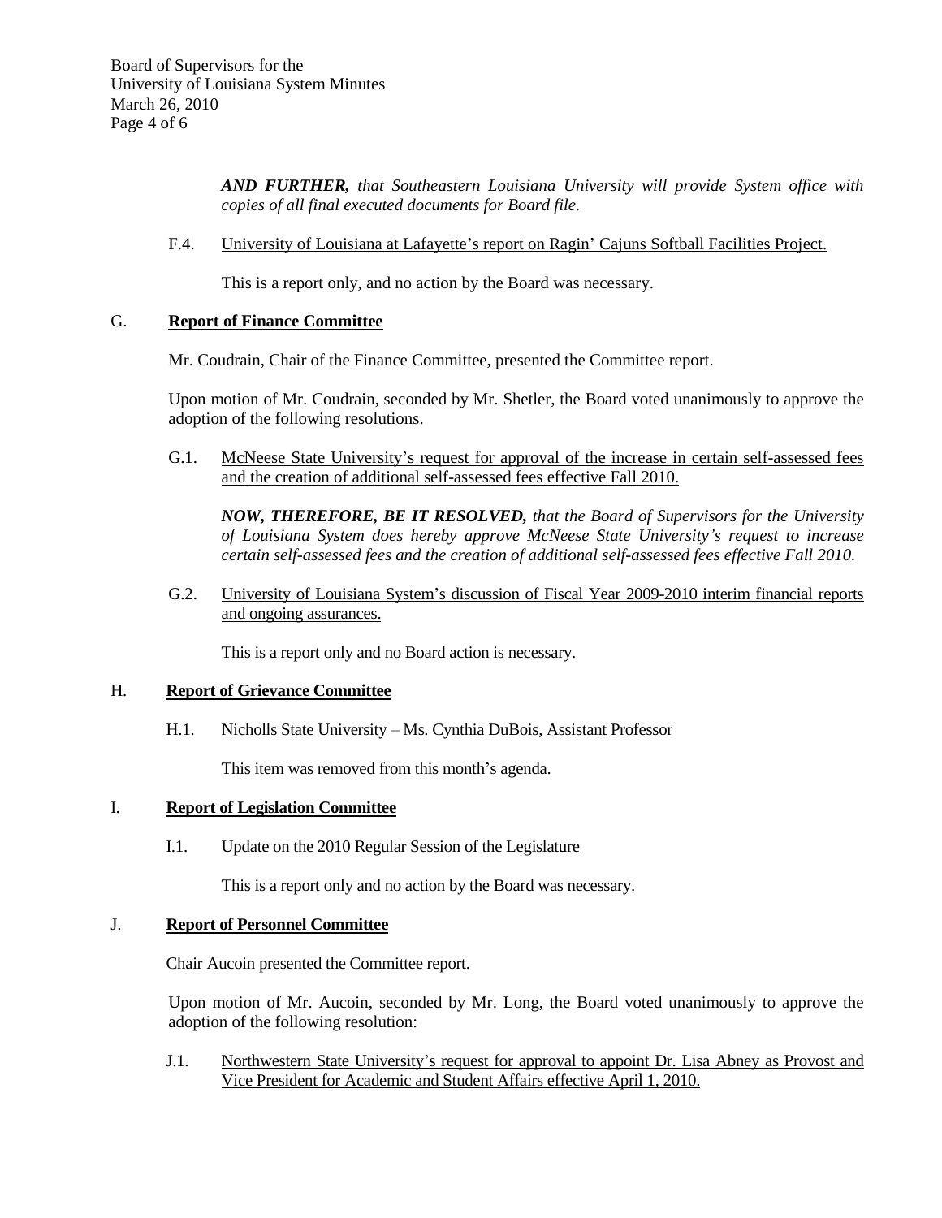***AND FURTHER,*** *that Southeastern Louisiana University will provide System office with copies of all final executed documents for Board file.*

F.4. University of Louisiana at Lafayette's report on Ragin' Cajuns Softball Facilities Project.

This is a report only, and no action by the Board was necessary.

## G. Report of Finance Committee

Mr. Coudrain, Chair of the Finance Committee, presented the Committee report.

Upon motion of Mr. Coudrain, seconded by Mr. Shetler, the Board voted unanimously to approve the adoption of the following resolutions.

G.1. McNeese State University's request for approval of the increase in certain self-assessed fees and the creation of additional self-assessed fees effective Fall 2010.

***NOW, THEREFORE, BE IT RESOLVED,*** *that the Board of Supervisors for the University of Louisiana System does hereby approve McNeese State University's request to increase certain self-assessed fees and the creation of additional self-assessed fees effective Fall 2010.*

G.2. University of Louisiana System's discussion of Fiscal Year 2009-2010 interim financial reports and ongoing assurances.

This is a report only and no Board action is necessary.

## H. Report of Grievance Committee

H.1. Nicholls State University – Ms. Cynthia DuBois, Assistant Professor

This item was removed from this month's agenda.

## I. Report of Legislation Committee

I.1. Update on the 2010 Regular Session of the Legislature

This is a report only and no action by the Board was necessary.

## J. Report of Personnel Committee

Chair Aucoin presented the Committee report.

Upon motion of Mr. Aucoin, seconded by Mr. Long, the Board voted unanimously to approve the adoption of the following resolution:

J.1. Northwestern State University's request for approval to appoint Dr. Lisa Abney as Provost and Vice President for Academic and Student Affairs effective April 1, 2010.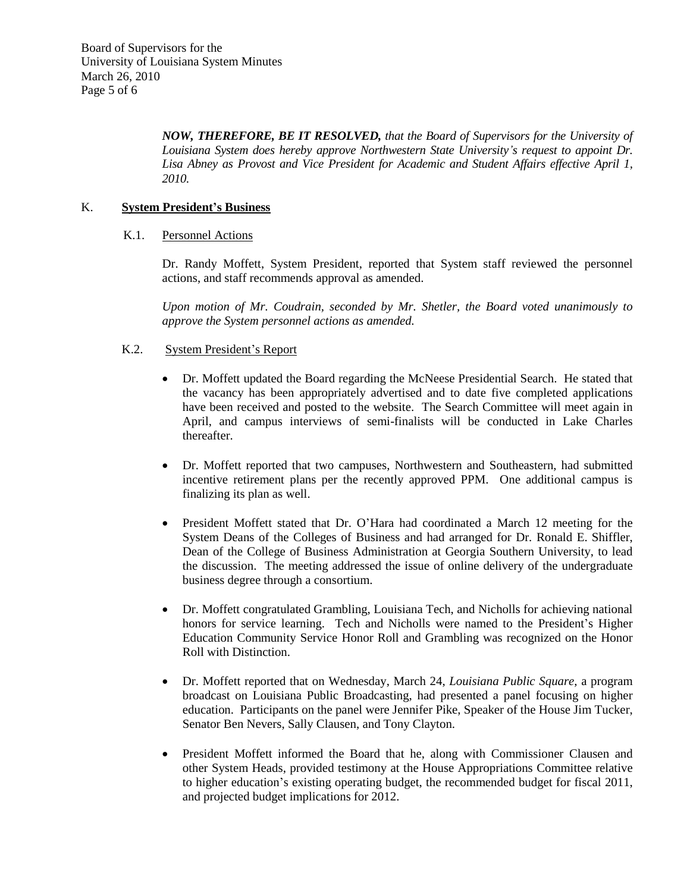***NOW, THEREFORE, BE IT RESOLVED,*** *that the Board of Supervisors for the University of Louisiana System does hereby approve Northwestern State University's request to appoint Dr. Lisa Abney as Provost and Vice President for Academic and Student Affairs effective April 1, 2010.*

## K. **System President's Business**

### K.1. Personnel Actions

Dr. Randy Moffett, System President, reported that System staff reviewed the personnel actions, and staff recommends approval as amended.

*Upon motion of Mr. Coudrain, seconded by Mr. Shetler, the Board voted unanimously to approve the System personnel actions as amended.*

### K.2. System President's Report

- Dr. Moffett updated the Board regarding the McNeese Presidential Search. He stated that the vacancy has been appropriately advertised and to date five completed applications have been received and posted to the website. The Search Committee will meet again in April, and campus interviews of semi-finalists will be conducted in Lake Charles thereafter.

- Dr. Moffett reported that two campuses, Northwestern and Southeastern, had submitted incentive retirement plans per the recently approved PPM. One additional campus is finalizing its plan as well.

- President Moffett stated that Dr. O'Hara had coordinated a March 12 meeting for the System Deans of the Colleges of Business and had arranged for Dr. Ronald E. Shiffler, Dean of the College of Business Administration at Georgia Southern University, to lead the discussion. The meeting addressed the issue of online delivery of the undergraduate business degree through a consortium.

- Dr. Moffett congratulated Grambling, Louisiana Tech, and Nicholls for achieving national honors for service learning. Tech and Nicholls were named to the President's Higher Education Community Service Honor Roll and Grambling was recognized on the Honor Roll with Distinction.

- Dr. Moffett reported that on Wednesday, March 24, *Louisiana Public Square,* a program broadcast on Louisiana Public Broadcasting, had presented a panel focusing on higher education. Participants on the panel were Jennifer Pike, Speaker of the House Jim Tucker, Senator Ben Nevers, Sally Clausen, and Tony Clayton.

- President Moffett informed the Board that he, along with Commissioner Clausen and other System Heads, provided testimony at the House Appropriations Committee relative to higher education's existing operating budget, the recommended budget for fiscal 2011, and projected budget implications for 2012.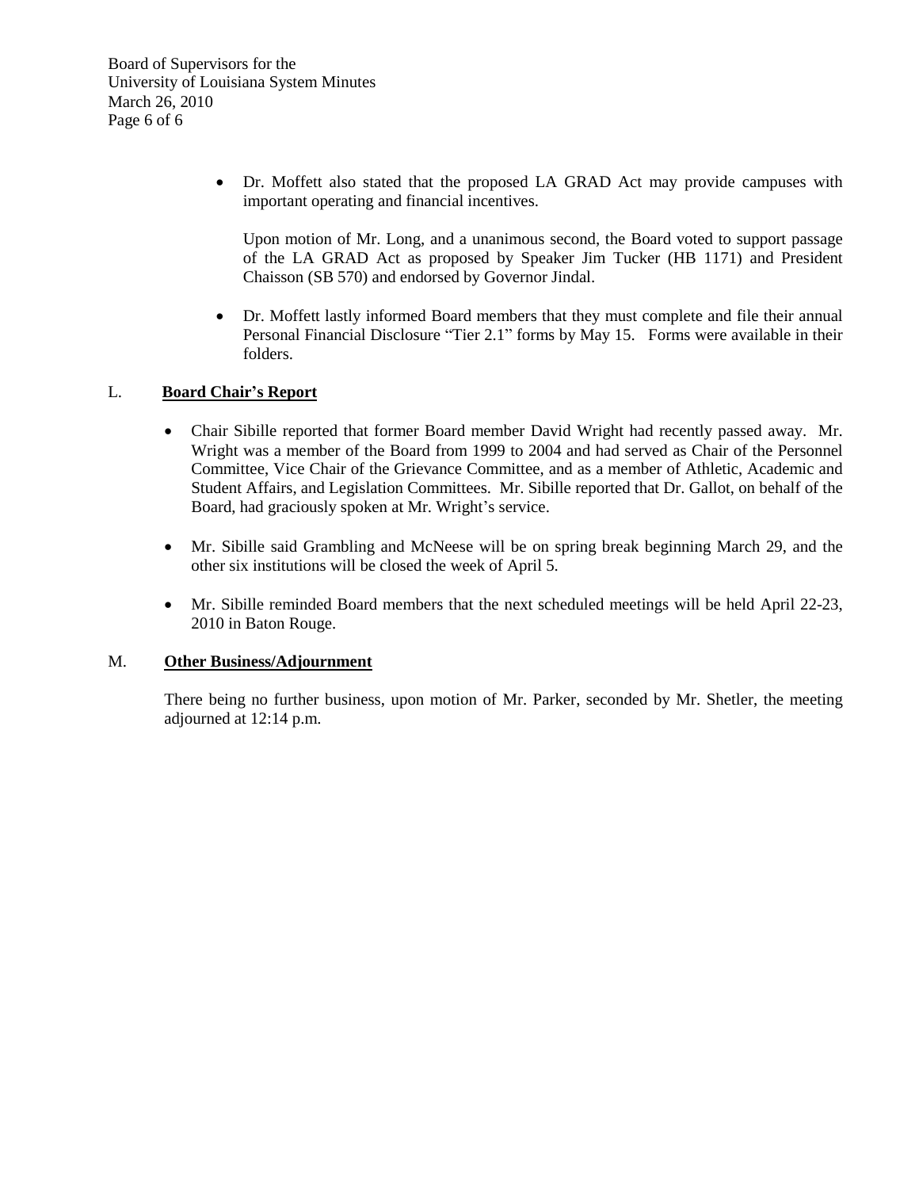- Dr. Moffett also stated that the proposed LA GRAD Act may provide campuses with important operating and financial incentives.

  Upon motion of Mr. Long, and a unanimous second, the Board voted to support passage of the LA GRAD Act as proposed by Speaker Jim Tucker (HB 1171) and President Chaisson (SB 570) and endorsed by Governor Jindal.

- Dr. Moffett lastly informed Board members that they must complete and file their annual Personal Financial Disclosure "Tier 2.1" forms by May 15. Forms were available in their folders.

## L. **Board Chair's Report**

- Chair Sibille reported that former Board member David Wright had recently passed away. Mr. Wright was a member of the Board from 1999 to 2004 and had served as Chair of the Personnel Committee, Vice Chair of the Grievance Committee, and as a member of Athletic, Academic and Student Affairs, and Legislation Committees. Mr. Sibille reported that Dr. Gallot, on behalf of the Board, had graciously spoken at Mr. Wright's service.

- Mr. Sibille said Grambling and McNeese will be on spring break beginning March 29, and the other six institutions will be closed the week of April 5.

- Mr. Sibille reminded Board members that the next scheduled meetings will be held April 22-23, 2010 in Baton Rouge.

## M. **Other Business/Adjournment**

There being no further business, upon motion of Mr. Parker, seconded by Mr. Shetler, the meeting adjourned at 12:14 p.m.